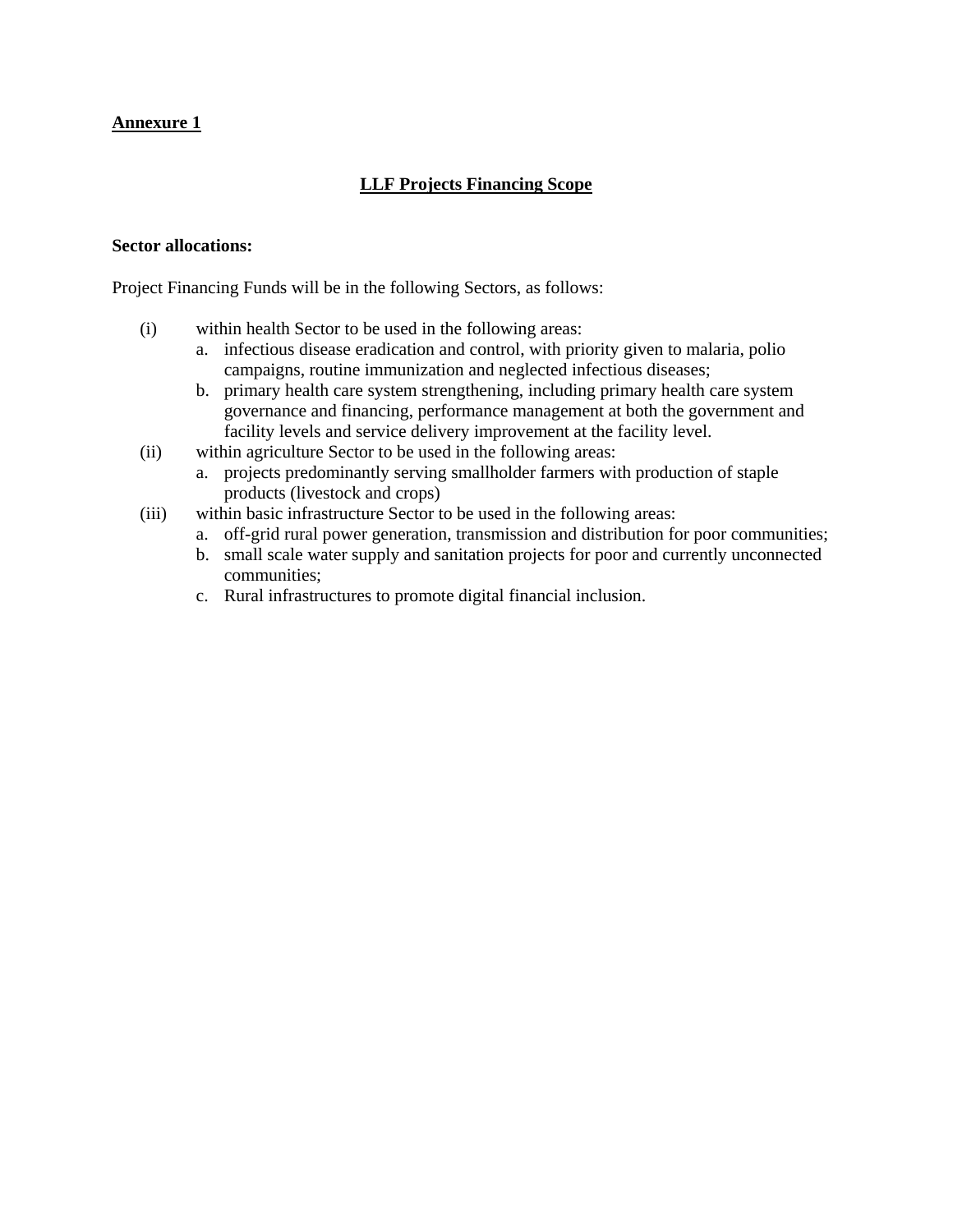**Annexure 1**

## LLF Projects Financing Scope

**Sector allocations:**

Project Financing Funds will be in the following Sectors, as follows:

(i) within health Sector to be used in the following areas:
   a. infectious disease eradication and control, with priority given to malaria, polio campaigns, routine immunization and neglected infectious diseases;
   b. primary health care system strengthening, including primary health care system governance and financing, performance management at both the government and facility levels and service delivery improvement at the facility level.

(ii) within agriculture Sector to be used in the following areas:
   a. projects predominantly serving smallholder farmers with production of staple products (livestock and crops)

(iii) within basic infrastructure Sector to be used in the following areas:
   a. off-grid rural power generation, transmission and distribution for poor communities;
   b. small scale water supply and sanitation projects for poor and currently unconnected communities;
   c. Rural infrastructures to promote digital financial inclusion.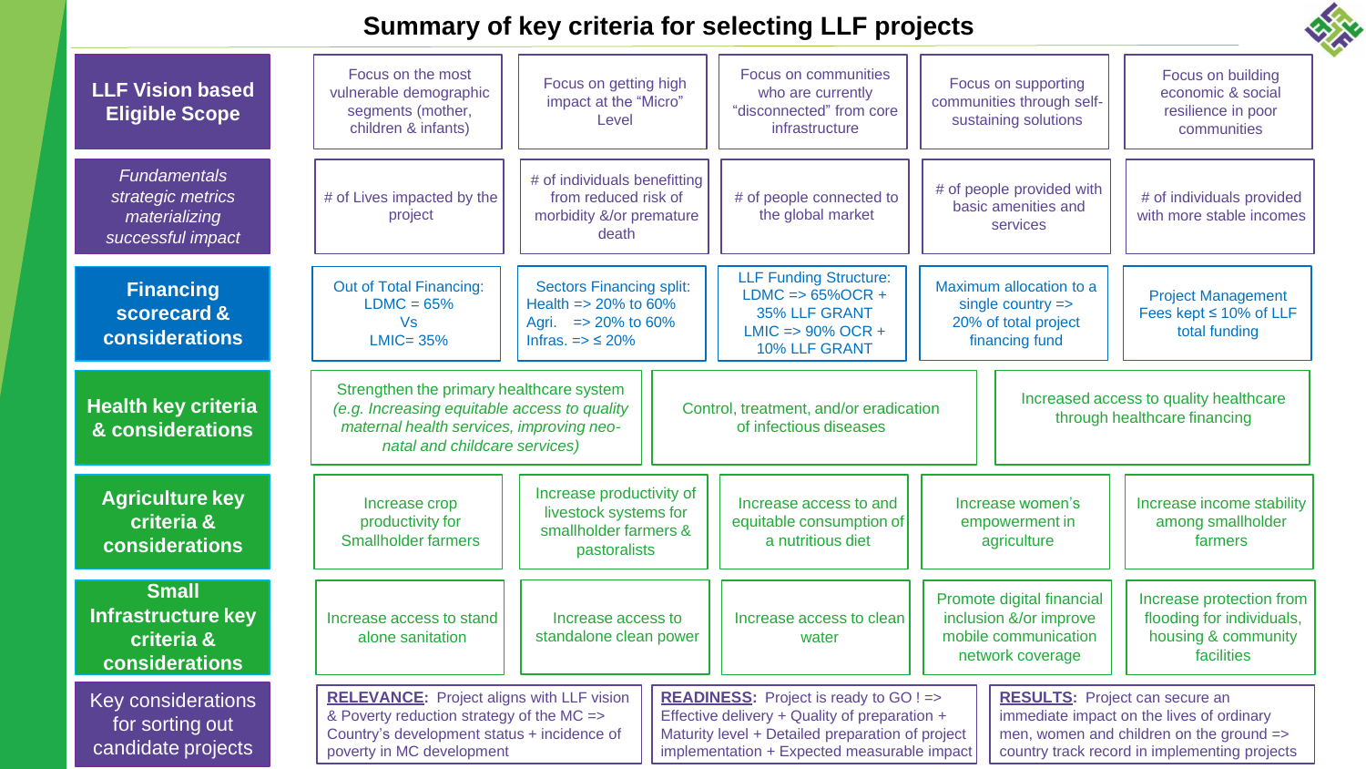# Summary of key criteria for selecting LLF projects

| | | | | | |
|---|---|---|---|---|---|
| **LLF Vision based Eligible Scope** | Focus on the most vulnerable demographic segments (mother, children & infants) | Focus on getting high impact at the "Micro" Level | Focus on communities who are currently "disconnected" from core infrastructure | Focus on supporting communities through self-sustaining solutions | Focus on building economic & social resilience in poor communities |
| *Fundamentals strategic metrics materializing successful impact* | # of Lives impacted by the project | # of individuals benefitting from reduced risk of morbidity &/or premature death | # of people connected to the global market | # of people provided with basic amenities and services | # of individuals provided with more stable incomes |
| **Financing scorecard & considerations** | Out of Total Financing: LDMC = 65% Vs LMIC= 35% | Sectors Financing split: Health => 20% to 60% Agri. => 20% to 60% Infras. => ≤ 20% | LLF Funding Structure: LDMC => 65%OCR + 35% LLF GRANT LMIC => 90% OCR + 10% LLF GRANT | Maximum allocation to a single country => 20% of total project financing fund | Project Management Fees kept ≤ 10% of LLF total funding |
| **Health key criteria & considerations** | Strengthen the primary healthcare system *(e.g. Increasing equitable access to quality maternal health services, improving neo-natal and childcare services)* | Control, treatment, and/or eradication of infectious diseases | Increased access to quality healthcare through healthcare financing | | |
| **Agriculture key criteria & considerations** | Increase crop productivity for Smallholder farmers | Increase productivity of livestock systems for smallholder farmers & pastoralists | Increase access to and equitable consumption of a nutritious diet | Increase women's empowerment in agriculture | Increase income stability among smallholder farmers |
| **Small Infrastructure key criteria & considerations** | Increase access to stand alone sanitation | Increase access to standalone clean power | Increase access to clean water | Promote digital financial inclusion &/or improve mobile communication network coverage | Increase protection from flooding for individuals, housing & community facilities |
| Key considerations for sorting out candidate projects | **RELEVANCE**: Project aligns with LLF vision & Poverty reduction strategy of the MC => Country's development status + incidence of poverty in MC development | **READINESS**: Project is ready to GO ! => Effective delivery + Quality of preparation + Maturity level + Detailed preparation of project implementation + Expected measurable impact | **RESULTS**: Project can secure an immediate impact on the lives of ordinary men, women and children on the ground => country track record in implementing projects | | |